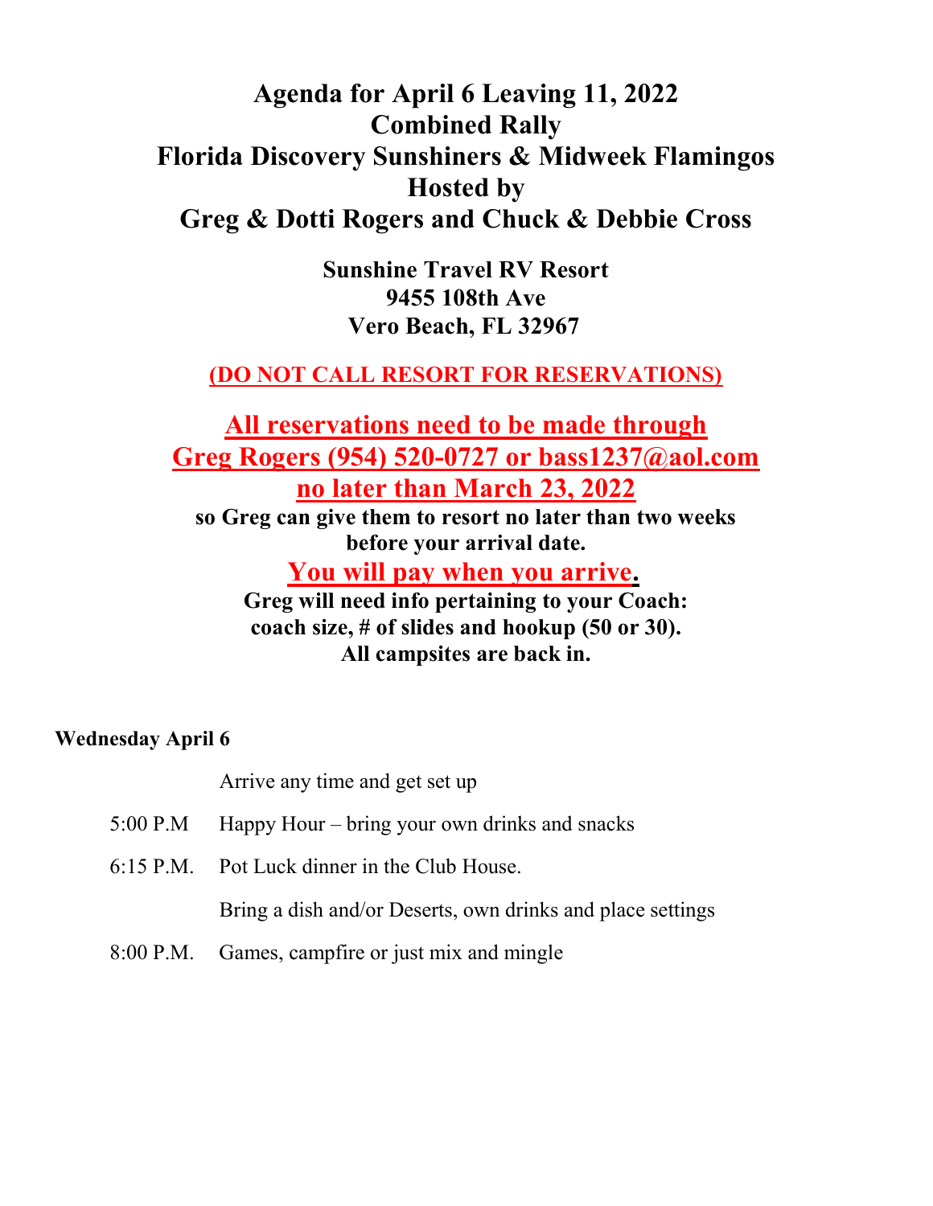# Agenda for April 6 Leaving 11, 2022
# Combined Rally
# Florida Discovery Sunshiners & Midweek Flamingos
# Hosted by
# Greg & Dotti Rogers and Chuck & Debbie Cross

**Sunshine Travel RV Resort**
**9455 108th Ave**
**Vero Beach, FL 32967**

**(DO NOT CALL RESORT FOR RESERVATIONS)**

**All reservations need to be made through Greg Rogers (954) 520-0727 or bass1237@aol.com no later than March 23, 2022**

**so Greg can give them to resort no later than two weeks before your arrival date.**

**You will pay when you arrive.**

**Greg will need info pertaining to your Coach: coach size, # of slides and hookup (50 or 30).**
**All campsites are back in.**

**Wednesday April 6**

Arrive any time and get set up

5:00 P.M Happy Hour – bring your own drinks and snacks

6:15 P.M. Pot Luck dinner in the Club House.

Bring a dish and/or Deserts, own drinks and place settings

8:00 P.M. Games, campfire or just mix and mingle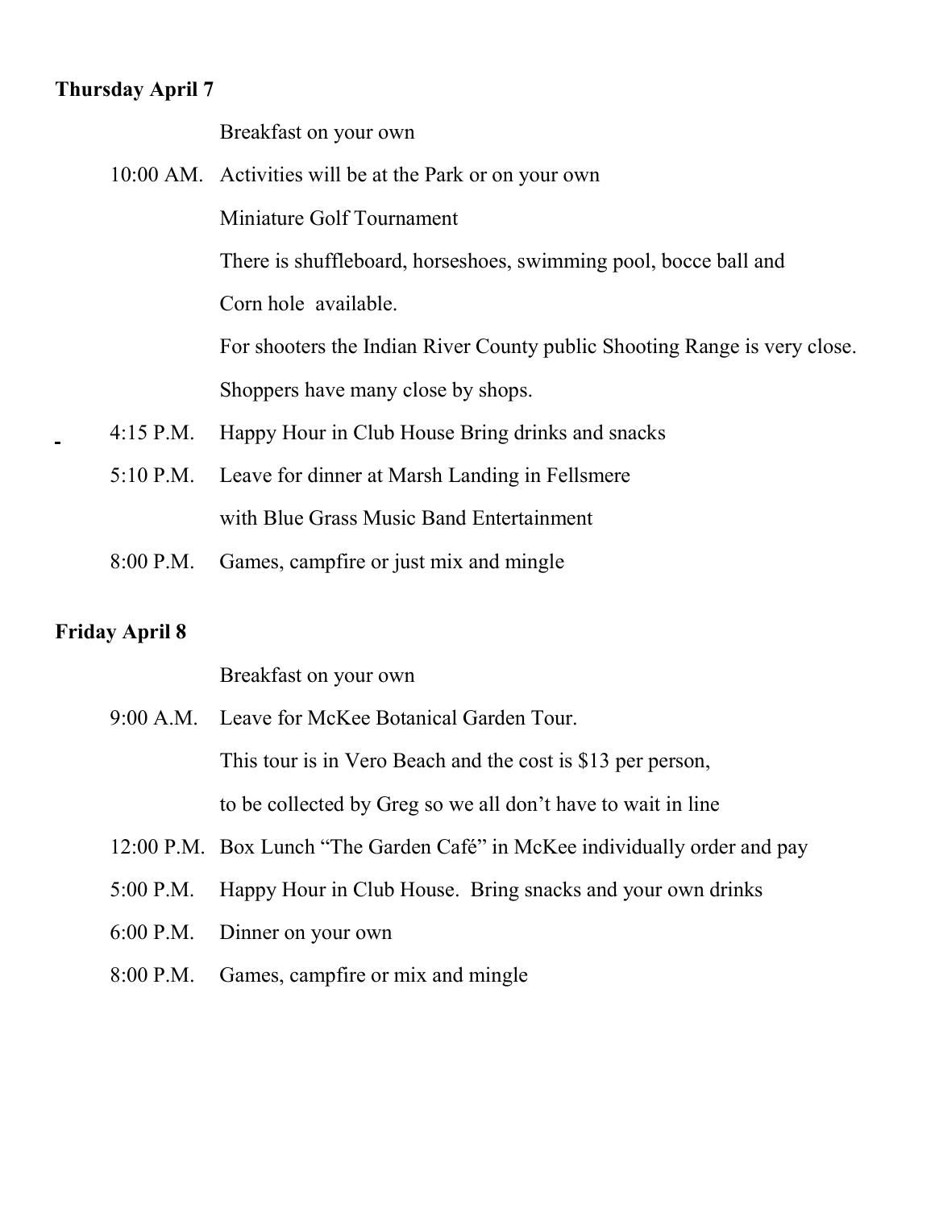**Thursday April 7**

Breakfast on your own

10:00 AM. Activities will be at the Park or on your own

Miniature Golf Tournament

There is shuffleboard, horseshoes, swimming pool, bocce ball and Corn hole available.

For shooters the Indian River County public Shooting Range is very close.

Shoppers have many close by shops.

4:15 P.M. Happy Hour in Club House Bring drinks and snacks

5:10 P.M. Leave for dinner at Marsh Landing in Fellsmere with Blue Grass Music Band Entertainment

8:00 P.M. Games, campfire or just mix and mingle

**Friday April 8**

Breakfast on your own

9:00 A.M. Leave for McKee Botanical Garden Tour.

This tour is in Vero Beach and the cost is $13 per person, to be collected by Greg so we all don't have to wait in line

12:00 P.M. Box Lunch "The Garden Café" in McKee individually order and pay

5:00 P.M. Happy Hour in Club House. Bring snacks and your own drinks

6:00 P.M. Dinner on your own

8:00 P.M. Games, campfire or mix and mingle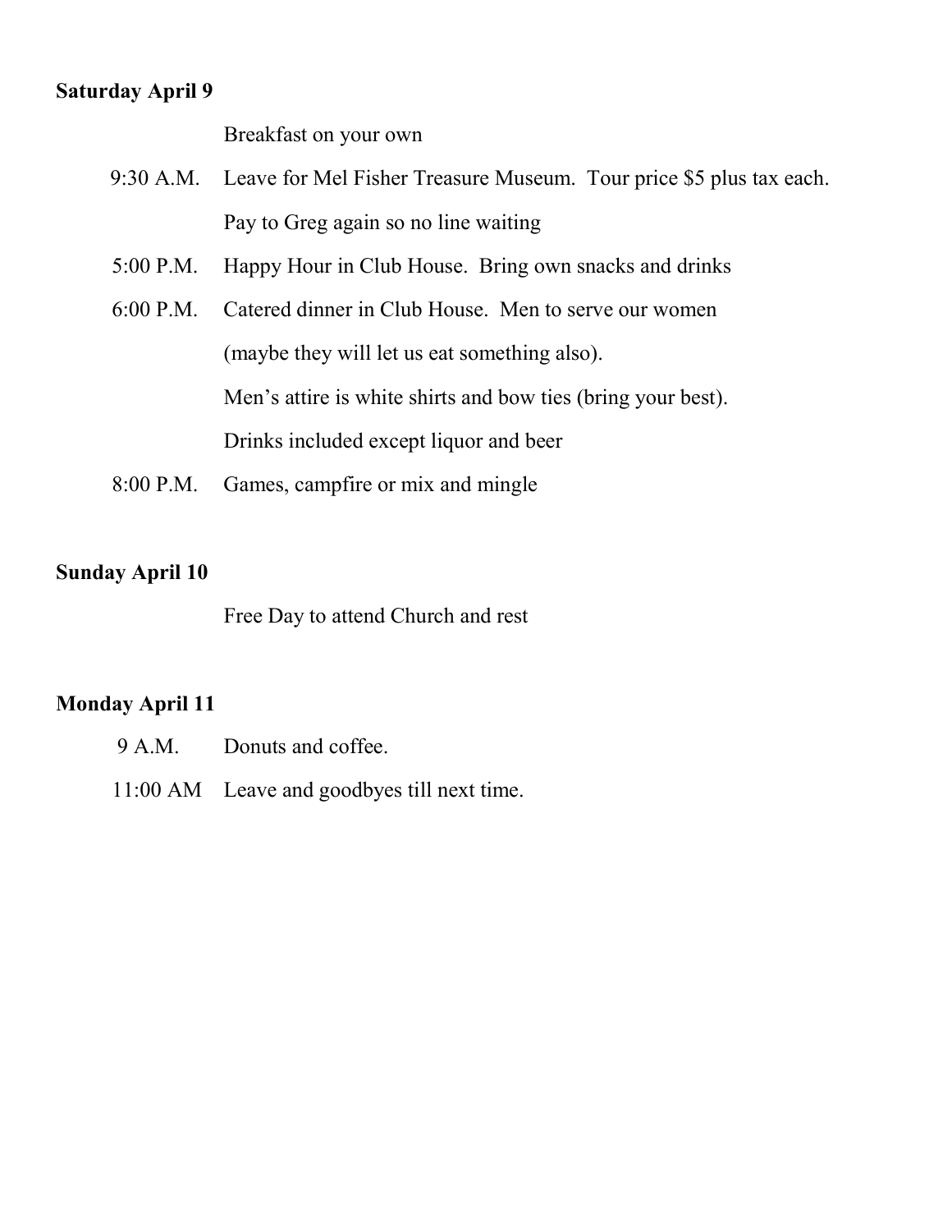**Saturday April 9**

Breakfast on your own

9:30 A.M. Leave for Mel Fisher Treasure Museum. Tour price $5 plus tax each.
Pay to Greg again so no line waiting

5:00 P.M. Happy Hour in Club House. Bring own snacks and drinks

6:00 P.M. Catered dinner in Club House. Men to serve our women
(maybe they will let us eat something also).
Men's attire is white shirts and bow ties (bring your best).
Drinks included except liquor and beer

8:00 P.M. Games, campfire or mix and mingle

**Sunday April 10**

Free Day to attend Church and rest

**Monday April 11**

9 A.M. Donuts and coffee.

11:00 AM Leave and goodbyes till next time.